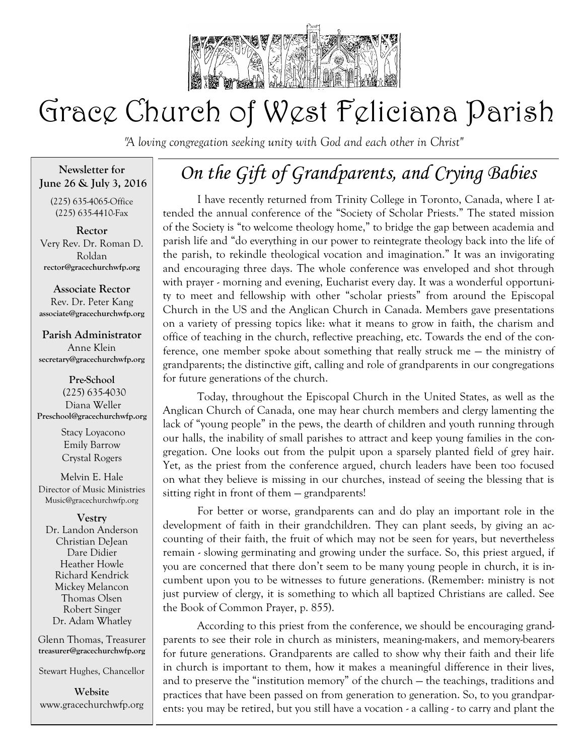# Grace Church of West Feliciana Parish

*"A loving congregation seeking unity with God and each other in Christ"*

**Newsletter for June 26 & July 3, 2016**

(225) 635-4065-Office
(225) 635-4410-Fax

**Rector**
Very Rev. Dr. Roman D. Roldan
rector@gracechurchwfp.org

**Associate Rector**
Rev. Dr. Peter Kang
associate@gracechurchwfp.org

**Parish Administrator**
Anne Klein
secretary@gracechurchwfp.org

**Pre-School**
(225) 635-4030
Diana Weller
Preschool@gracechurchwfp.org

Stacy Loyacono
Emily Barrow
Crystal Rogers

Melvin E. Hale
Director of Music Ministries
Music@gracechurchwfp.org

**Vestry**
Dr. Landon Anderson
Christian DeJean
Dare Didier
Heather Howle
Richard Kendrick
Mickey Melancon
Thomas Olsen
Robert Singer
Dr. Adam Whatley

Glenn Thomas, Treasurer
treasurer@gracechurchwfp.org

Stewart Hughes, Chancellor

**Website**
www.gracechurchwfp.org

## *On the Gift of Grandparents, and Crying Babies*

I have recently returned from Trinity College in Toronto, Canada, where I attended the annual conference of the "Society of Scholar Priests." The stated mission of the Society is "to welcome theology home," to bridge the gap between academia and parish life and "do everything in our power to reintegrate theology back into the life of the parish, to rekindle theological vocation and imagination." It was an invigorating and encouraging three days. The whole conference was enveloped and shot through with prayer - morning and evening, Eucharist every day. It was a wonderful opportunity to meet and fellowship with other "scholar priests" from around the Episcopal Church in the US and the Anglican Church in Canada. Members gave presentations on a variety of pressing topics like: what it means to grow in faith, the charism and office of teaching in the church, reflective preaching, etc. Towards the end of the conference, one member spoke about something that really struck me — the ministry of grandparents; the distinctive gift, calling and role of grandparents in our congregations for future generations of the church.

Today, throughout the Episcopal Church in the United States, as well as the Anglican Church of Canada, one may hear church members and clergy lamenting the lack of "young people" in the pews, the dearth of children and youth running through our halls, the inability of small parishes to attract and keep young families in the congregation. One looks out from the pulpit upon a sparsely planted field of grey hair. Yet, as the priest from the conference argued, church leaders have been too focused on what they believe is missing in our churches, instead of seeing the blessing that is sitting right in front of them — grandparents!

For better or worse, grandparents can and do play an important role in the development of faith in their grandchildren. They can plant seeds, by giving an accounting of their faith, the fruit of which may not be seen for years, but nevertheless remain - slowing germinating and growing under the surface. So, this priest argued, if you are concerned that there don't seem to be many young people in church, it is incumbent upon you to be witnesses to future generations. (Remember: ministry is not just purview of clergy, it is something to which all baptized Christians are called. See the Book of Common Prayer, p. 855).

According to this priest from the conference, we should be encouraging grandparents to see their role in church as ministers, meaning-makers, and memory-bearers for future generations. Grandparents are called to show why their faith and their life in church is important to them, how it makes a meaningful difference in their lives, and to preserve the "institution memory" of the church — the teachings, traditions and practices that have been passed on from generation to generation. So, to you grandparents: you may be retired, but you still have a vocation - a calling - to carry and plant the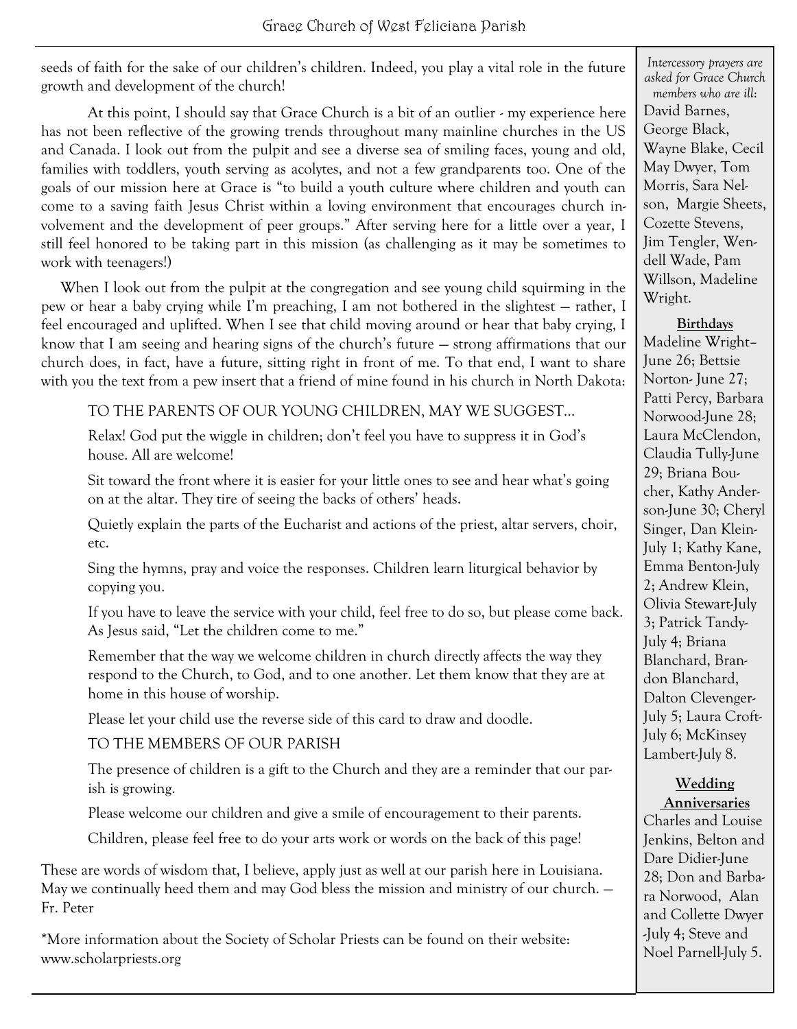seeds of faith for the sake of our children's children. Indeed, you play a vital role in the future growth and development of the church!

At this point, I should say that Grace Church is a bit of an outlier - my experience here has not been reflective of the growing trends throughout many mainline churches in the US and Canada. I look out from the pulpit and see a diverse sea of smiling faces, young and old, families with toddlers, youth serving as acolytes, and not a few grandparents too. One of the goals of our mission here at Grace is "to build a youth culture where children and youth can come to a saving faith Jesus Christ within a loving environment that encourages church involvement and the development of peer groups." After serving here for a little over a year, I still feel honored to be taking part in this mission (as challenging as it may be sometimes to work with teenagers!)

When I look out from the pulpit at the congregation and see young child squirming in the pew or hear a baby crying while I'm preaching, I am not bothered in the slightest — rather, I feel encouraged and uplifted. When I see that child moving around or hear that baby crying, I know that I am seeing and hearing signs of the church's future — strong affirmations that our church does, in fact, have a future, sitting right in front of me. To that end, I want to share with you the text from a pew insert that a friend of mine found in his church in North Dakota:

> TO THE PARENTS OF OUR YOUNG CHILDREN, MAY WE SUGGEST...
>
> Relax! God put the wiggle in children; don't feel you have to suppress it in God's house. All are welcome!
>
> Sit toward the front where it is easier for your little ones to see and hear what's going on at the altar. They tire of seeing the backs of others' heads.
>
> Quietly explain the parts of the Eucharist and actions of the priest, altar servers, choir, etc.
>
> Sing the hymns, pray and voice the responses. Children learn liturgical behavior by copying you.
>
> If you have to leave the service with your child, feel free to do so, but please come back. As Jesus said, "Let the children come to me."
>
> Remember that the way we welcome children in church directly affects the way they respond to the Church, to God, and to one another. Let them know that they are at home in this house of worship.
>
> Please let your child use the reverse side of this card to draw and doodle.
>
> TO THE MEMBERS OF OUR PARISH
>
> The presence of children is a gift to the Church and they are a reminder that our parish is growing.
>
> Please welcome our children and give a smile of encouragement to their parents.
>
> Children, please feel free to do your arts work or words on the back of this page!

These are words of wisdom that, I believe, apply just as well at our parish here in Louisiana. May we continually heed them and may God bless the mission and ministry of our church. — Fr. Peter

*More information about the Society of Scholar Priests can be found on their website: www.scholarpriests.org

*Intercessory prayers are asked for Grace Church members who are ill:*
David Barnes, George Black, Wayne Blake, Cecil May Dwyer, Tom Morris, Sara Nelson, Margie Sheets, Cozette Stevens, Jim Tengler, Wendell Wade, Pam Willson, Madeline Wright.

**Birthdays**

Madeline Wright–June 26; Bettsie Norton- June 27; Patti Percy, Barbara Norwood-June 28; Laura McClendon, Claudia Tully-June 29; Briana Boucher, Kathy Anderson-June 30; Cheryl Singer, Dan Klein-July 1; Kathy Kane, Emma Benton-July 2; Andrew Klein, Olivia Stewart-July 3; Patrick Tandy-July 4; Briana Blanchard, Brandon Blanchard, Dalton Clevenger-July 5; Laura Croft-July 6; McKinsey Lambert-July 8.

**Wedding Anniversaries**

Charles and Louise Jenkins, Belton and Dare Didier-June 28; Don and Barbara Norwood, Alan and Collette Dwyer -July 4; Steve and Noel Parnell-July 5.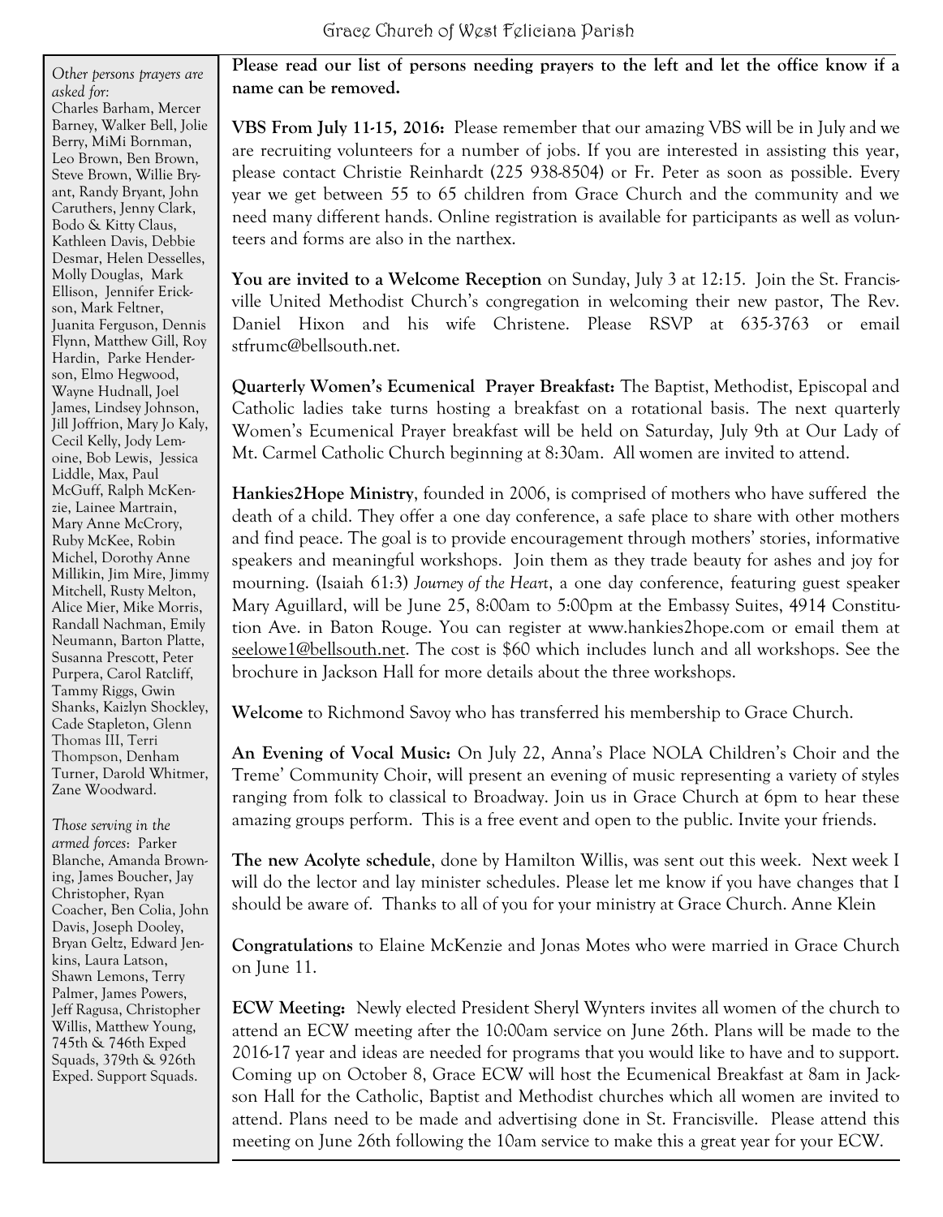*Other persons prayers are asked for:*
Charles Barham, Mercer Barney, Walker Bell, Jolie Berry, MiMi Bornman, Leo Brown, Ben Brown, Steve Brown, Willie Bryant, Randy Bryant, John Caruthers, Jenny Clark, Bodo & Kitty Claus, Kathleen Davis, Debbie Desmar, Helen Desselles, Molly Douglas, Mark Ellison, Jennifer Erickson, Mark Feltner, Juanita Ferguson, Dennis Flynn, Matthew Gill, Roy Hardin, Parke Henderson, Elmo Hegwood, Wayne Hudnall, Joel James, Lindsey Johnson, Jill Joffrion, Mary Jo Kaly, Cecil Kelly, Jody Lemoine, Bob Lewis, Jessica Liddle, Max, Paul McGuff, Ralph McKenzie, Lainee Martrain, Mary Anne McCrory, Ruby McKee, Robin Michel, Dorothy Anne Millikin, Jim Mire, Jimmy Mitchell, Rusty Melton, Alice Mier, Mike Morris, Randall Nachman, Emily Neumann, Barton Platte, Susanna Prescott, Peter Purpera, Carol Ratcliff, Tammy Riggs, Gwin Shanks, Kaizlyn Shockley, Cade Stapleton, Glenn Thomas III, Terri Thompson, Denham Turner, Darold Whitmer, Zane Woodward.

*Those serving in the armed forces*: Parker Blanche, Amanda Browning, James Boucher, Jay Christopher, Ryan Coacher, Ben Colia, John Davis, Joseph Dooley, Bryan Geltz, Edward Jenkins, Laura Latson, Shawn Lemons, Terry Palmer, James Powers, Jeff Ragusa, Christopher Willis, Matthew Young, 745th & 746th Exped Squads, 379th & 926th Exped. Support Squads.

**Please read our list of persons needing prayers to the left and let the office know if a name can be removed.**

**VBS From July 11-15, 2016:** Please remember that our amazing VBS will be in July and we are recruiting volunteers for a number of jobs. If you are interested in assisting this year, please contact Christie Reinhardt (225 938-8504) or Fr. Peter as soon as possible. Every year we get between 55 to 65 children from Grace Church and the community and we need many different hands. Online registration is available for participants as well as volunteers and forms are also in the narthex.

**You are invited to a Welcome Reception** on Sunday, July 3 at 12:15. Join the St. Francisville United Methodist Church's congregation in welcoming their new pastor, The Rev. Daniel Hixon and his wife Christene. Please RSVP at 635-3763 or email stfrumc@bellsouth.net.

**Quarterly Women's Ecumenical Prayer Breakfast:** The Baptist, Methodist, Episcopal and Catholic ladies take turns hosting a breakfast on a rotational basis. The next quarterly Women's Ecumenical Prayer breakfast will be held on Saturday, July 9th at Our Lady of Mt. Carmel Catholic Church beginning at 8:30am. All women are invited to attend.

**Hankies2Hope Ministry**, founded in 2006, is comprised of mothers who have suffered the death of a child. They offer a one day conference, a safe place to share with other mothers and find peace. The goal is to provide encouragement through mothers' stories, informative speakers and meaningful workshops. Join them as they trade beauty for ashes and joy for mourning. (Isaiah 61:3) *Journey of the Heart*, a one day conference, featuring guest speaker Mary Aguillard, will be June 25, 8:00am to 5:00pm at the Embassy Suites, 4914 Constitution Ave. in Baton Rouge. You can register at www.hankies2hope.com or email them at seelowe1@bellsouth.net. The cost is $60 which includes lunch and all workshops. See the brochure in Jackson Hall for more details about the three workshops.

**Welcome** to Richmond Savoy who has transferred his membership to Grace Church.

**An Evening of Vocal Music:** On July 22, Anna's Place NOLA Children's Choir and the Treme' Community Choir, will present an evening of music representing a variety of styles ranging from folk to classical to Broadway. Join us in Grace Church at 6pm to hear these amazing groups perform. This is a free event and open to the public. Invite your friends.

**The new Acolyte schedule**, done by Hamilton Willis, was sent out this week. Next week I will do the lector and lay minister schedules. Please let me know if you have changes that I should be aware of. Thanks to all of you for your ministry at Grace Church. Anne Klein

**Congratulations** to Elaine McKenzie and Jonas Motes who were married in Grace Church on June 11.

**ECW Meeting:** Newly elected President Sheryl Wynters invites all women of the church to attend an ECW meeting after the 10:00am service on June 26th. Plans will be made to the 2016-17 year and ideas are needed for programs that you would like to have and to support. Coming up on October 8, Grace ECW will host the Ecumenical Breakfast at 8am in Jackson Hall for the Catholic, Baptist and Methodist churches which all women are invited to attend. Plans need to be made and advertising done in St. Francisville. Please attend this meeting on June 26th following the 10am service to make this a great year for your ECW.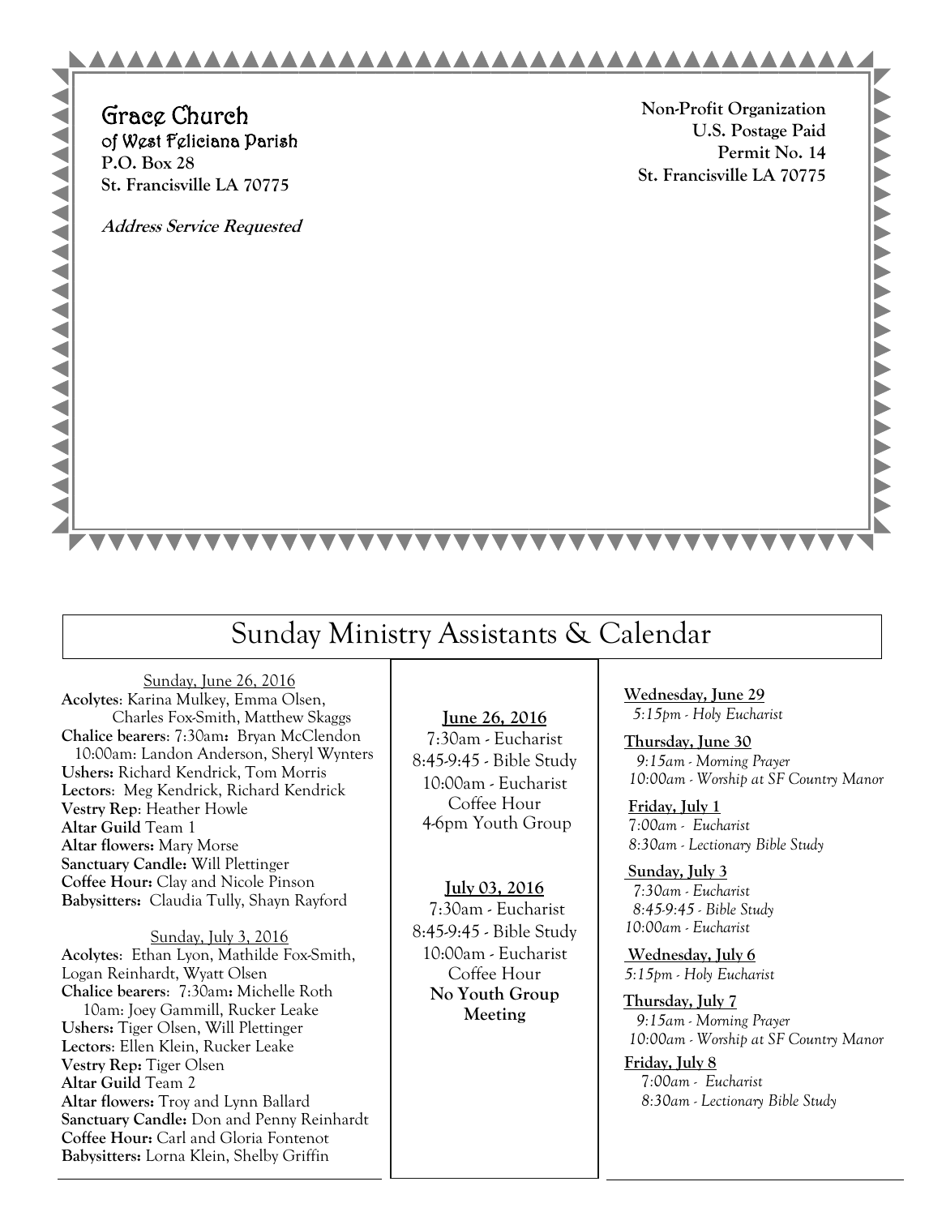Grace Church
of West Feliciana Parish
**P.O. Box 28**
**St. Francisville LA 70775**

***Address Service Requested***

**Non-Profit Organization**
**U.S. Postage Paid**
**Permit No. 14**
**St. Francisville LA 70775**

# Sunday Ministry Assistants & Calendar

Sunday, June 26, 2016

**Acolytes**: Karina Mulkey, Emma Olsen, Charles Fox-Smith, Matthew Skaggs
**Chalice bearers**: 7:30am**:** Bryan McClendon
10:00am: Landon Anderson, Sheryl Wynters
**Ushers:** Richard Kendrick, Tom Morris
**Lectors**: Meg Kendrick, Richard Kendrick
**Vestry Rep**: Heather Howle
**Altar Guild** Team 1
**Altar flowers:** Mary Morse
**Sanctuary Candle:** Will Plettinger
**Coffee Hour:** Clay and Nicole Pinson
**Babysitters:** Claudia Tully, Shayn Rayford

Sunday, July 3, 2016

**Acolytes**: Ethan Lyon, Mathilde Fox-Smith, Logan Reinhardt, Wyatt Olsen
**Chalice bearers**: 7:30am**:** Michelle Roth
10am: Joey Gammill, Rucker Leake
**Ushers:** Tiger Olsen, Will Plettinger
**Lectors**: Ellen Klein, Rucker Leake
**Vestry Rep:** Tiger Olsen
**Altar Guild** Team 2
**Altar flowers:** Troy and Lynn Ballard
**Sanctuary Candle:** Don and Penny Reinhardt
**Coffee Hour:** Carl and Gloria Fontenot
**Babysitters:** Lorna Klein, Shelby Griffin

**June 26, 2016**
7:30am - Eucharist
8:45-9:45 - Bible Study
10:00am - Eucharist
Coffee Hour
4-6pm Youth Group

**July 03, 2016**
7:30am - Eucharist
8:45-9:45 - Bible Study
10:00am - Eucharist
Coffee Hour
**No Youth Group Meeting**

**Wednesday, June 29**
*5:15pm - Holy Eucharist*

**Thursday, June 30**
*9:15am - Morning Prayer*
*10:00am - Worship at SF Country Manor*

**Friday, July 1**
*7:00am - Eucharist*
*8:30am - Lectionary Bible Study*

**Sunday, July 3**
*7:30am - Eucharist*
*8:45-9:45 - Bible Study*
*10:00am - Eucharist*

**Wednesday, July 6**
*5:15pm - Holy Eucharist*

**Thursday, July 7**
*9:15am - Morning Prayer*
*10:00am - Worship at SF Country Manor*

**Friday, July 8**
*7:00am - Eucharist*
*8:30am - Lectionary Bible Study*